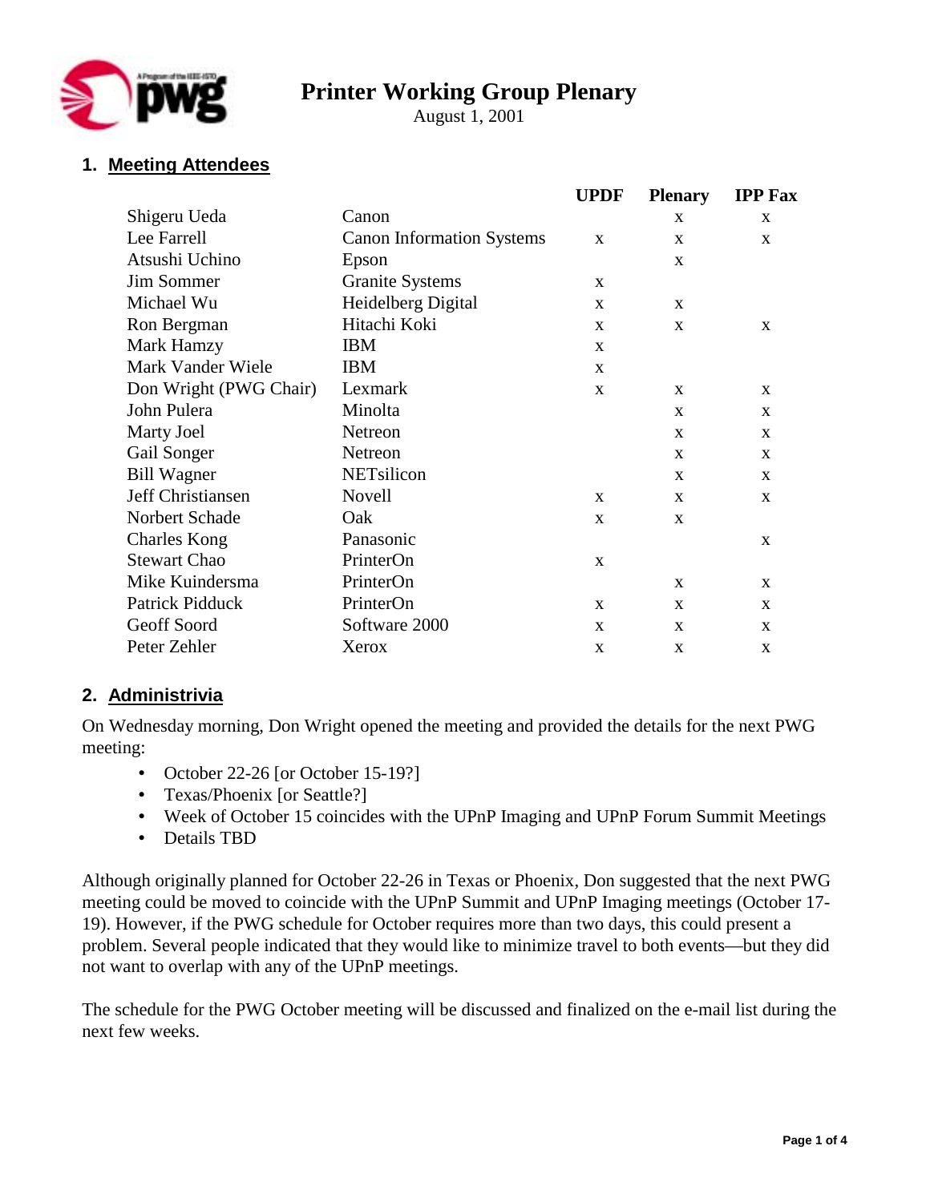# Printer Working Group Plenary

August 1, 2001

## 1. Meeting Attendees

| Name | Company | UPDF | Plenary | IPP Fax |
|---|---|---|---|---|
| Shigeru Ueda | Canon | | x | x |
| Lee Farrell | Canon Information Systems | x | x | x |
| Atsushi Uchino | Epson | | x | |
| Jim Sommer | Granite Systems | x | | |
| Michael Wu | Heidelberg Digital | x | x | |
| Ron Bergman | Hitachi Koki | x | x | x |
| Mark Hamzy | IBM | x | | |
| Mark Vander Wiele | IBM | x | | |
| Don Wright (PWG Chair) | Lexmark | x | x | x |
| John Pulera | Minolta | | x | x |
| Marty Joel | Netreon | | x | x |
| Gail Songer | Netreon | | x | x |
| Bill Wagner | NETsilicon | | x | x |
| Jeff Christiansen | Novell | x | x | x |
| Norbert Schade | Oak | x | x | |
| Charles Kong | Panasonic | | | x |
| Stewart Chao | PrinterOn | x | | |
| Mike Kuindersma | PrinterOn | | x | x |
| Patrick Pidduck | PrinterOn | x | x | x |
| Geoff Soord | Software 2000 | x | x | x |
| Peter Zehler | Xerox | x | x | x |

## 2. Administrivia

On Wednesday morning, Don Wright opened the meeting and provided the details for the next PWG meeting:

- October 22-26 [or October 15-19?]
- Texas/Phoenix [or Seattle?]
- Week of October 15 coincides with the UPnP Imaging and UPnP Forum Summit Meetings
- Details TBD

Although originally planned for October 22-26 in Texas or Phoenix, Don suggested that the next PWG meeting could be moved to coincide with the UPnP Summit and UPnP Imaging meetings (October 17-19). However, if the PWG schedule for October requires more than two days, this could present a problem. Several people indicated that they would like to minimize travel to both events—but they did not want to overlap with any of the UPnP meetings.

The schedule for the PWG October meeting will be discussed and finalized on the e-mail list during the next few weeks.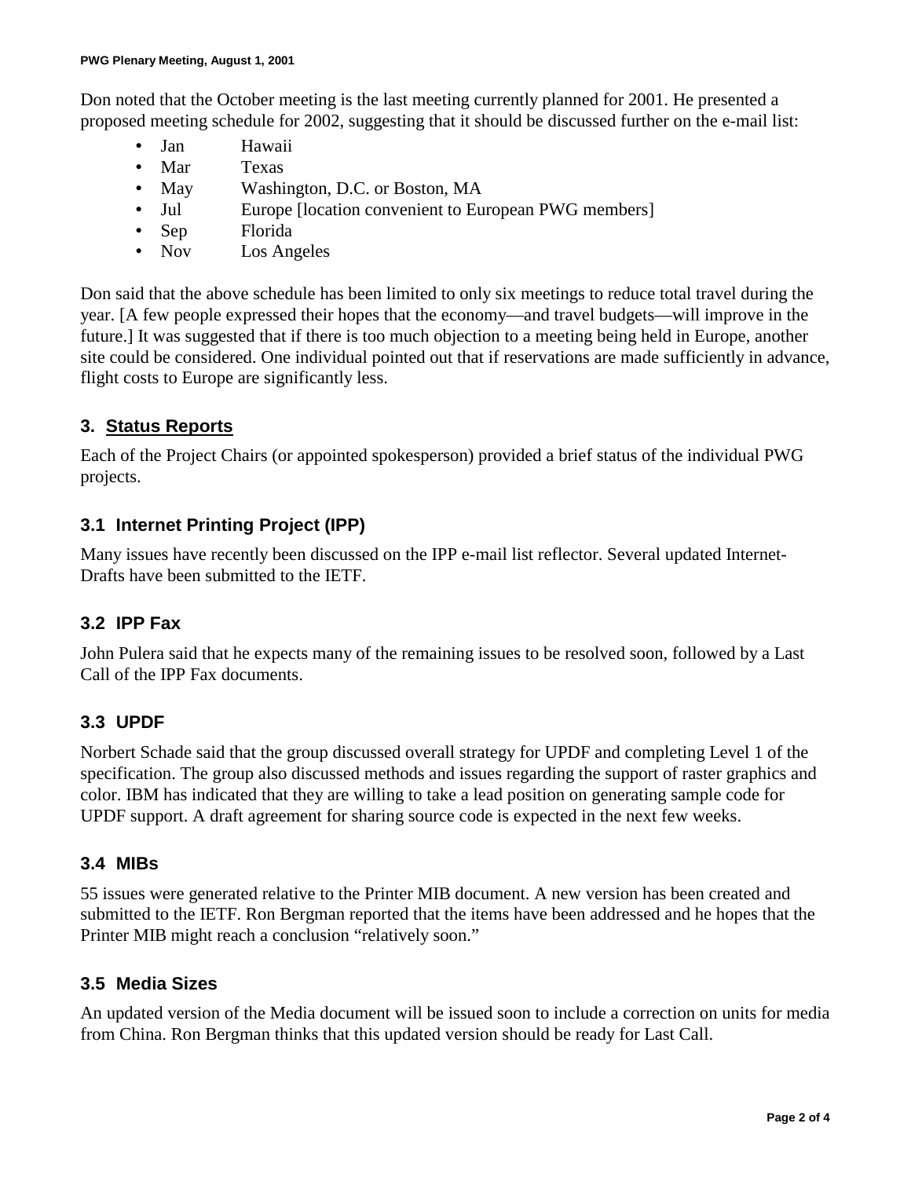Don noted that the October meeting is the last meeting currently planned for 2001. He presented a proposed meeting schedule for 2002, suggesting that it should be discussed further on the e-mail list:

- Jan Hawaii
- Mar Texas
- May Washington, D.C. or Boston, MA
- Jul Europe [location convenient to European PWG members]
- Sep Florida
- Nov Los Angeles

Don said that the above schedule has been limited to only six meetings to reduce total travel during the year. [A few people expressed their hopes that the economy—and travel budgets—will improve in the future.] It was suggested that if there is too much objection to a meeting being held in Europe, another site could be considered. One individual pointed out that if reservations are made sufficiently in advance, flight costs to Europe are significantly less.

## 3. Status Reports

Each of the Project Chairs (or appointed spokesperson) provided a brief status of the individual PWG projects.

### 3.1 Internet Printing Project (IPP)

Many issues have recently been discussed on the IPP e-mail list reflector. Several updated Internet-Drafts have been submitted to the IETF.

### 3.2 IPP Fax

John Pulera said that he expects many of the remaining issues to be resolved soon, followed by a Last Call of the IPP Fax documents.

### 3.3 UPDF

Norbert Schade said that the group discussed overall strategy for UPDF and completing Level 1 of the specification. The group also discussed methods and issues regarding the support of raster graphics and color. IBM has indicated that they are willing to take a lead position on generating sample code for UPDF support. A draft agreement for sharing source code is expected in the next few weeks.

### 3.4 MIBs

55 issues were generated relative to the Printer MIB document. A new version has been created and submitted to the IETF. Ron Bergman reported that the items have been addressed and he hopes that the Printer MIB might reach a conclusion "relatively soon."

### 3.5 Media Sizes

An updated version of the Media document will be issued soon to include a correction on units for media from China. Ron Bergman thinks that this updated version should be ready for Last Call.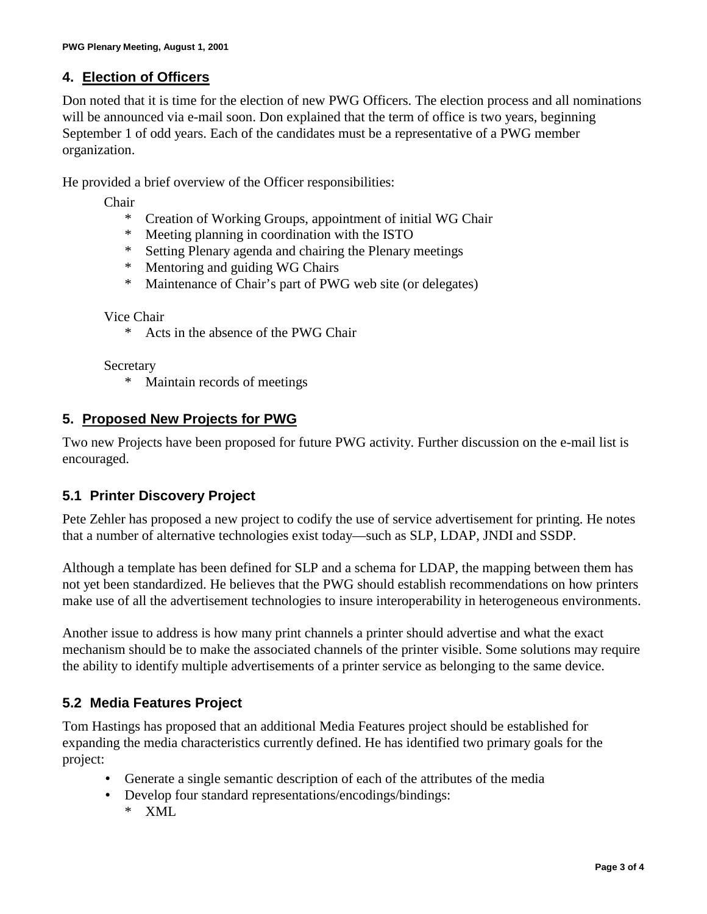## 4. Election of Officers

Don noted that it is time for the election of new PWG Officers. The election process and all nominations will be announced via e-mail soon. Don explained that the term of office is two years, beginning September 1 of odd years. Each of the candidates must be a representative of a PWG member organization.

He provided a brief overview of the Officer responsibilities:

Chair

* Creation of Working Groups, appointment of initial WG Chair
* Meeting planning in coordination with the ISTO
* Setting Plenary agenda and chairing the Plenary meetings
* Mentoring and guiding WG Chairs
* Maintenance of Chair's part of PWG web site (or delegates)

Vice Chair

* Acts in the absence of the PWG Chair

Secretary

* Maintain records of meetings

## 5. Proposed New Projects for PWG

Two new Projects have been proposed for future PWG activity. Further discussion on the e-mail list is encouraged.

### 5.1 Printer Discovery Project

Pete Zehler has proposed a new project to codify the use of service advertisement for printing. He notes that a number of alternative technologies exist today—such as SLP, LDAP, JNDI and SSDP.

Although a template has been defined for SLP and a schema for LDAP, the mapping between them has not yet been standardized. He believes that the PWG should establish recommendations on how printers make use of all the advertisement technologies to insure interoperability in heterogeneous environments.

Another issue to address is how many print channels a printer should advertise and what the exact mechanism should be to make the associated channels of the printer visible. Some solutions may require the ability to identify multiple advertisements of a printer service as belonging to the same device.

### 5.2 Media Features Project

Tom Hastings has proposed that an additional Media Features project should be established for expanding the media characteristics currently defined. He has identified two primary goals for the project:

- Generate a single semantic description of each of the attributes of the media
- Develop four standard representations/encodings/bindings:
  * XML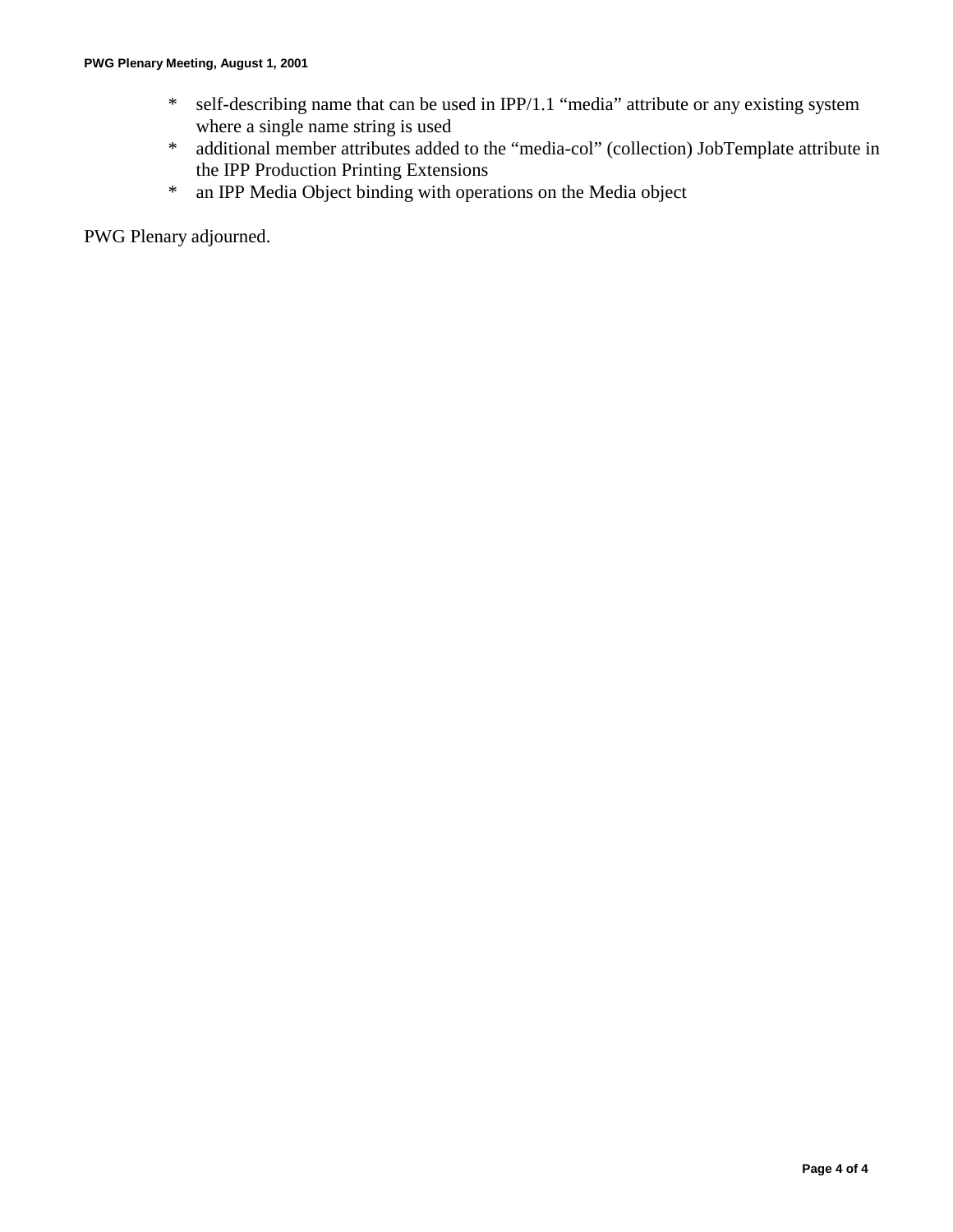* self-describing name that can be used in IPP/1.1 “media” attribute or any existing system where a single name string is used
* additional member attributes added to the “media-col” (collection) JobTemplate attribute in the IPP Production Printing Extensions
* an IPP Media Object binding with operations on the Media object

PWG Plenary adjourned.